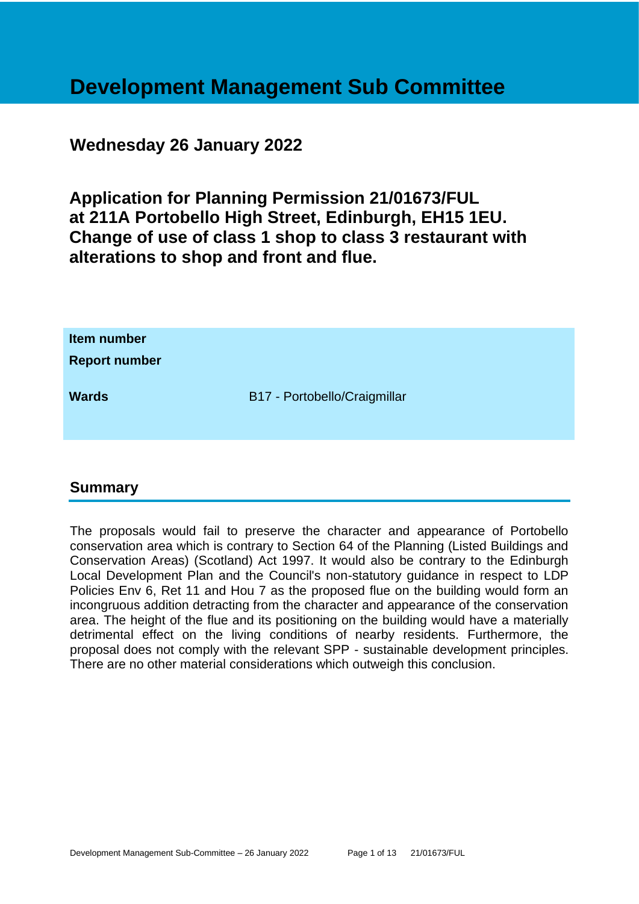# Development Management Sub Committee

## Wednesday 26 January 2022

## Application for Planning Permission 21/01673/FUL at 211A Portobello High Street, Edinburgh, EH15 1EU. Change of use of class 1 shop to class 3 restaurant with alterations to shop and front and flue.

| | |
|---|---|
| **Item number** | |
| **Report number** | |
| **Wards** | B17 - Portobello/Craigmillar |

## Summary

The proposals would fail to preserve the character and appearance of Portobello conservation area which is contrary to Section 64 of the Planning (Listed Buildings and Conservation Areas) (Scotland) Act 1997. It would also be contrary to the Edinburgh Local Development Plan and the Council's non-statutory guidance in respect to LDP Policies Env 6, Ret 11 and Hou 7 as the proposed flue on the building would form an incongruous addition detracting from the character and appearance of the conservation area. The height of the flue and its positioning on the building would have a materially detrimental effect on the living conditions of nearby residents. Furthermore, the proposal does not comply with the relevant SPP - sustainable development principles. There are no other material considerations which outweigh this conclusion.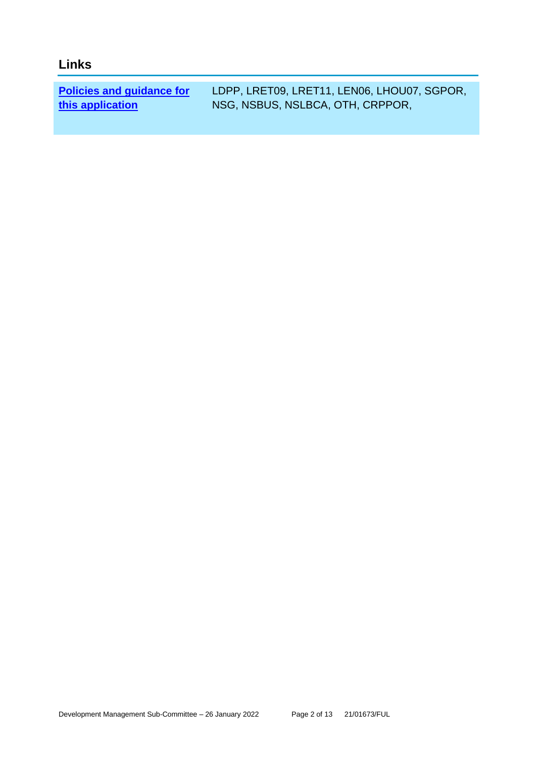## Links

| Policies and guidance for this application | LDPP, LRET09, LRET11, LEN06, LHOU07, SGPOR, NSG, NSBUS, NSLBCA, OTH, CRPPOR, |
| --- | --- |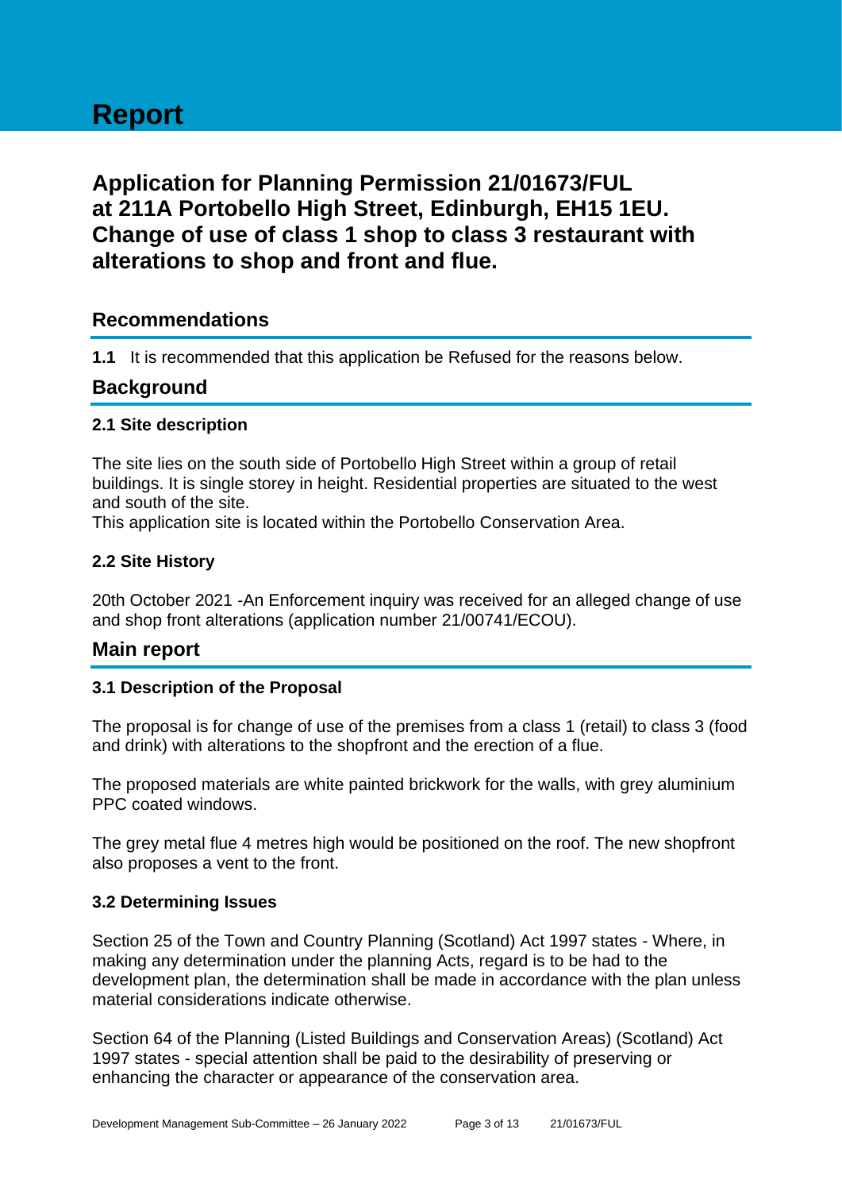# Report

## Application for Planning Permission 21/01673/FUL at 211A Portobello High Street, Edinburgh, EH15 1EU. Change of use of class 1 shop to class 3 restaurant with alterations to shop and front and flue.

## Recommendations

**1.1** It is recommended that this application be Refused for the reasons below.

## Background

### 2.1 Site description

The site lies on the south side of Portobello High Street within a group of retail buildings. It is single storey in height. Residential properties are situated to the west and south of the site.

This application site is located within the Portobello Conservation Area.

### 2.2 Site History

20th October 2021 -An Enforcement inquiry was received for an alleged change of use and shop front alterations (application number 21/00741/ECOU).

## Main report

### 3.1 Description of the Proposal

The proposal is for change of use of the premises from a class 1 (retail) to class 3 (food and drink) with alterations to the shopfront and the erection of a flue.

The proposed materials are white painted brickwork for the walls, with grey aluminium PPC coated windows.

The grey metal flue 4 metres high would be positioned on the roof. The new shopfront also proposes a vent to the front.

### 3.2 Determining Issues

Section 25 of the Town and Country Planning (Scotland) Act 1997 states - Where, in making any determination under the planning Acts, regard is to be had to the development plan, the determination shall be made in accordance with the plan unless material considerations indicate otherwise.

Section 64 of the Planning (Listed Buildings and Conservation Areas) (Scotland) Act 1997 states - special attention shall be paid to the desirability of preserving or enhancing the character or appearance of the conservation area.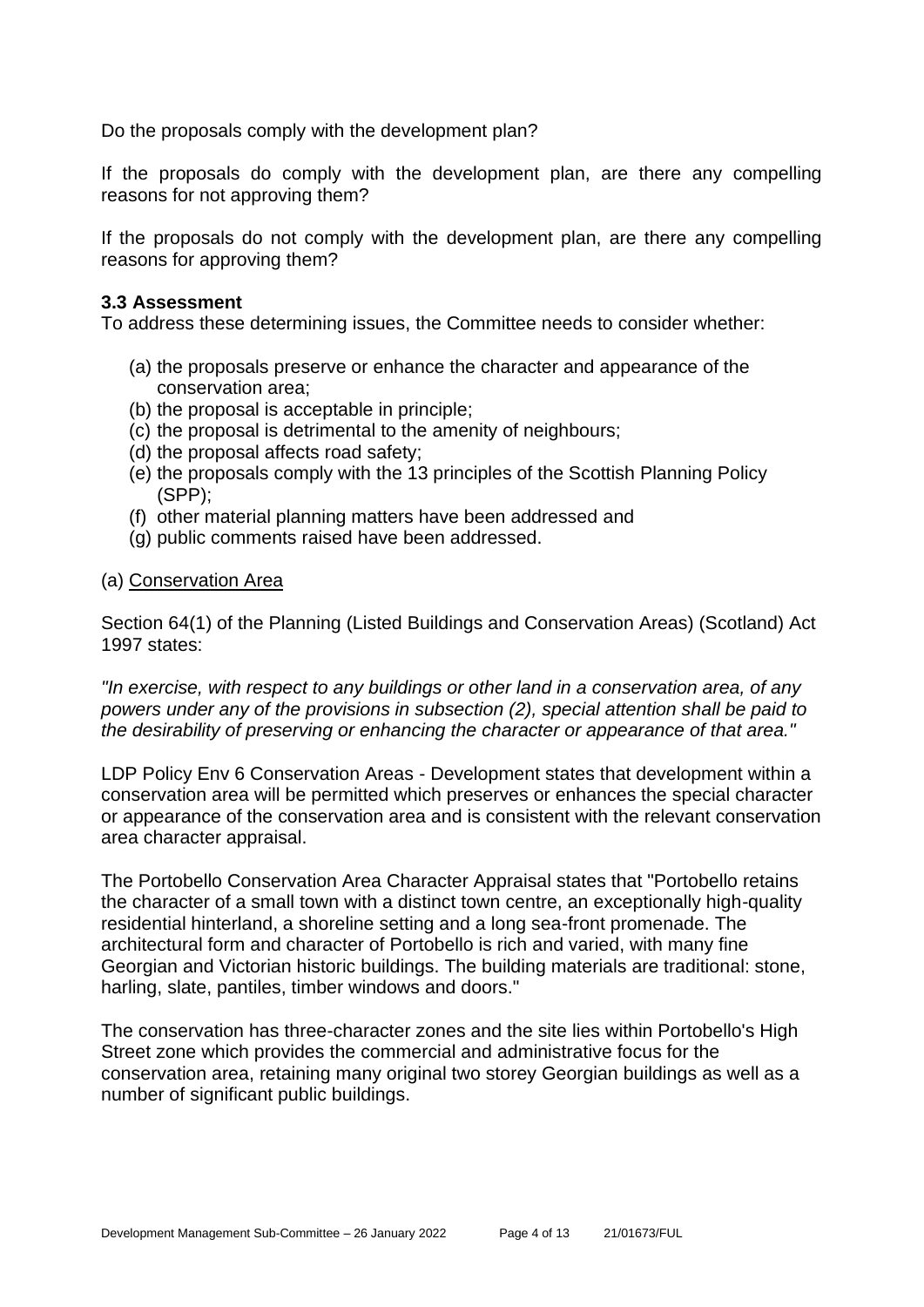Do the proposals comply with the development plan?

If the proposals do comply with the development plan, are there any compelling reasons for not approving them?

If the proposals do not comply with the development plan, are there any compelling reasons for approving them?

### 3.3 Assessment

To address these determining issues, the Committee needs to consider whether:

(a) the proposals preserve or enhance the character and appearance of the conservation area;
(b) the proposal is acceptable in principle;
(c) the proposal is detrimental to the amenity of neighbours;
(d) the proposal affects road safety;
(e) the proposals comply with the 13 principles of the Scottish Planning Policy (SPP);
(f) other material planning matters have been addressed and
(g) public comments raised have been addressed.

(a) <u>Conservation Area</u>

Section 64(1) of the Planning (Listed Buildings and Conservation Areas) (Scotland) Act 1997 states:

*"In exercise, with respect to any buildings or other land in a conservation area, of any powers under any of the provisions in subsection (2), special attention shall be paid to the desirability of preserving or enhancing the character or appearance of that area."*

LDP Policy Env 6 Conservation Areas - Development states that development within a conservation area will be permitted which preserves or enhances the special character or appearance of the conservation area and is consistent with the relevant conservation area character appraisal.

The Portobello Conservation Area Character Appraisal states that "Portobello retains the character of a small town with a distinct town centre, an exceptionally high-quality residential hinterland, a shoreline setting and a long sea-front promenade. The architectural form and character of Portobello is rich and varied, with many fine Georgian and Victorian historic buildings. The building materials are traditional: stone, harling, slate, pantiles, timber windows and doors."

The conservation has three-character zones and the site lies within Portobello's High Street zone which provides the commercial and administrative focus for the conservation area, retaining many original two storey Georgian buildings as well as a number of significant public buildings.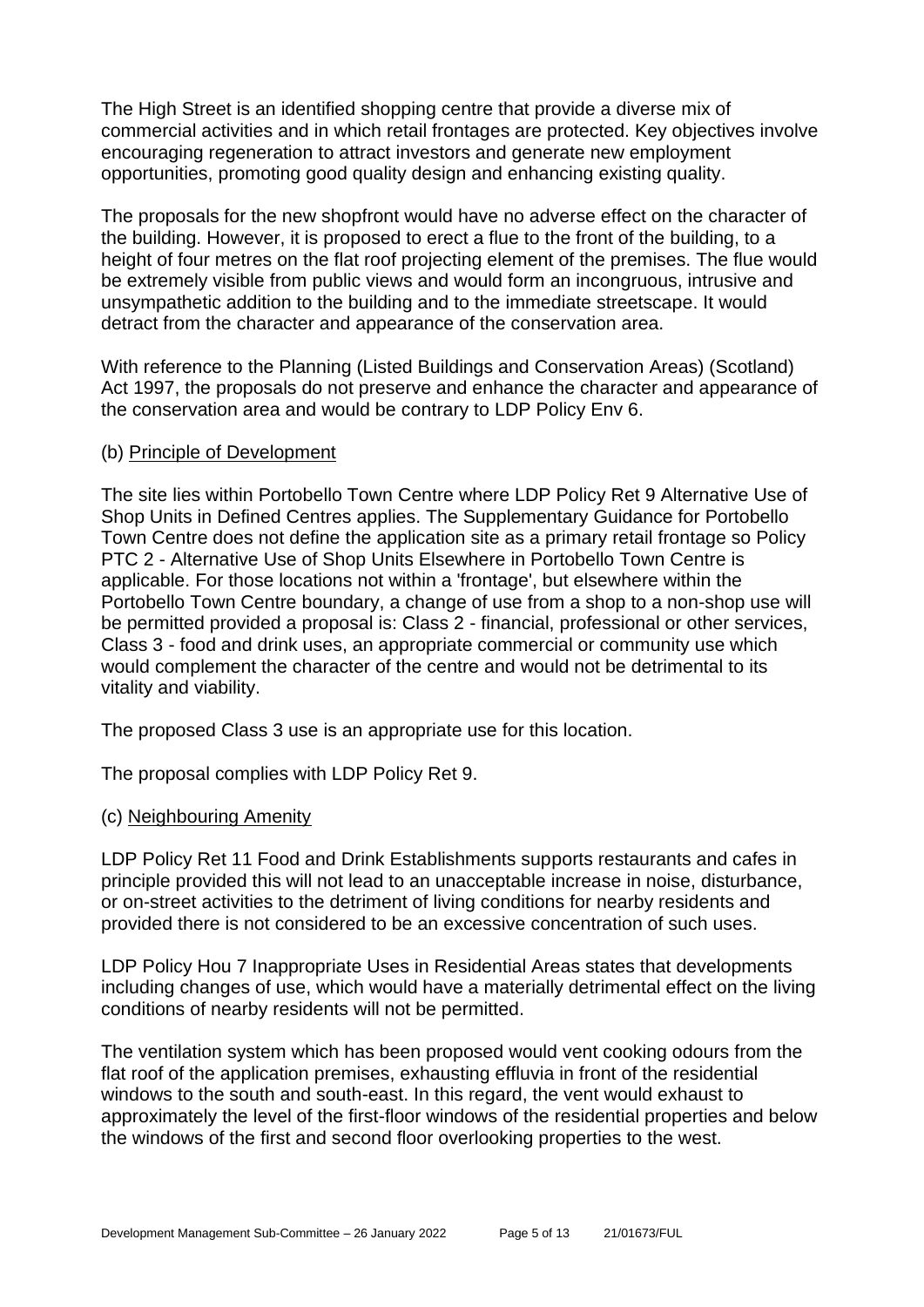The High Street is an identified shopping centre that provide a diverse mix of commercial activities and in which retail frontages are protected. Key objectives involve encouraging regeneration to attract investors and generate new employment opportunities, promoting good quality design and enhancing existing quality.

The proposals for the new shopfront would have no adverse effect on the character of the building. However, it is proposed to erect a flue to the front of the building, to a height of four metres on the flat roof projecting element of the premises. The flue would be extremely visible from public views and would form an incongruous, intrusive and unsympathetic addition to the building and to the immediate streetscape. It would detract from the character and appearance of the conservation area.

With reference to the Planning (Listed Buildings and Conservation Areas) (Scotland) Act 1997, the proposals do not preserve and enhance the character and appearance of the conservation area and would be contrary to LDP Policy Env 6.

(b) Principle of Development

The site lies within Portobello Town Centre where LDP Policy Ret 9 Alternative Use of Shop Units in Defined Centres applies. The Supplementary Guidance for Portobello Town Centre does not define the application site as a primary retail frontage so Policy PTC 2 - Alternative Use of Shop Units Elsewhere in Portobello Town Centre is applicable. For those locations not within a 'frontage', but elsewhere within the Portobello Town Centre boundary, a change of use from a shop to a non-shop use will be permitted provided a proposal is: Class 2 - financial, professional or other services, Class 3 - food and drink uses, an appropriate commercial or community use which would complement the character of the centre and would not be detrimental to its vitality and viability.

The proposed Class 3 use is an appropriate use for this location.

The proposal complies with LDP Policy Ret 9.

(c) Neighbouring Amenity

LDP Policy Ret 11 Food and Drink Establishments supports restaurants and cafes in principle provided this will not lead to an unacceptable increase in noise, disturbance, or on-street activities to the detriment of living conditions for nearby residents and provided there is not considered to be an excessive concentration of such uses.

LDP Policy Hou 7 Inappropriate Uses in Residential Areas states that developments including changes of use, which would have a materially detrimental effect on the living conditions of nearby residents will not be permitted.

The ventilation system which has been proposed would vent cooking odours from the flat roof of the application premises, exhausting effluvia in front of the residential windows to the south and south-east. In this regard, the vent would exhaust to approximately the level of the first-floor windows of the residential properties and below the windows of the first and second floor overlooking properties to the west.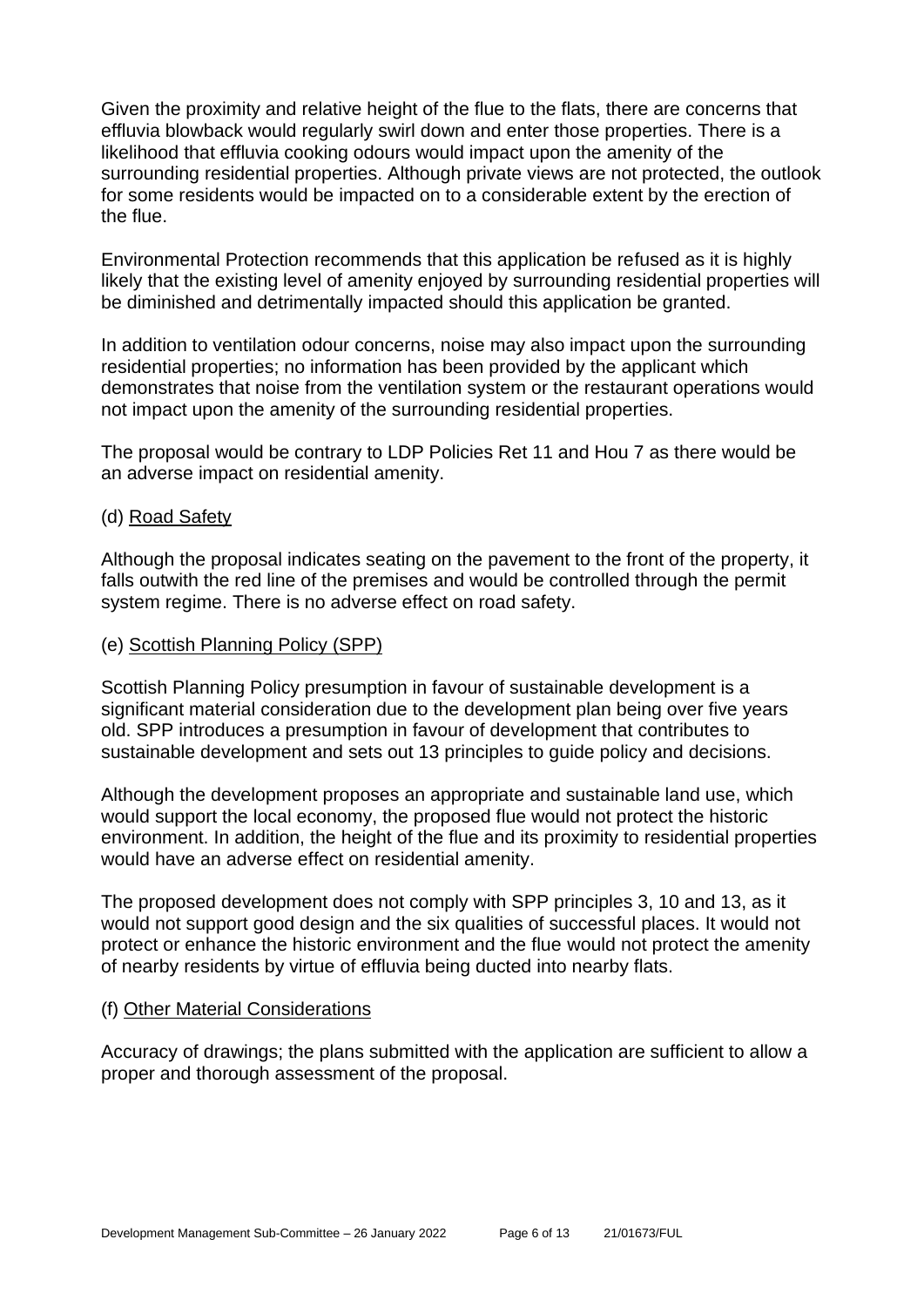Given the proximity and relative height of the flue to the flats, there are concerns that effluvia blowback would regularly swirl down and enter those properties. There is a likelihood that effluvia cooking odours would impact upon the amenity of the surrounding residential properties. Although private views are not protected, the outlook for some residents would be impacted on to a considerable extent by the erection of the flue.

Environmental Protection recommends that this application be refused as it is highly likely that the existing level of amenity enjoyed by surrounding residential properties will be diminished and detrimentally impacted should this application be granted.

In addition to ventilation odour concerns, noise may also impact upon the surrounding residential properties; no information has been provided by the applicant which demonstrates that noise from the ventilation system or the restaurant operations would not impact upon the amenity of the surrounding residential properties.

The proposal would be contrary to LDP Policies Ret 11 and Hou 7 as there would be an adverse impact on residential amenity.

(d) Road Safety

Although the proposal indicates seating on the pavement to the front of the property, it falls outwith the red line of the premises and would be controlled through the permit system regime. There is no adverse effect on road safety.

(e) Scottish Planning Policy (SPP)

Scottish Planning Policy presumption in favour of sustainable development is a significant material consideration due to the development plan being over five years old. SPP introduces a presumption in favour of development that contributes to sustainable development and sets out 13 principles to guide policy and decisions.

Although the development proposes an appropriate and sustainable land use, which would support the local economy, the proposed flue would not protect the historic environment. In addition, the height of the flue and its proximity to residential properties would have an adverse effect on residential amenity.

The proposed development does not comply with SPP principles 3, 10 and 13, as it would not support good design and the six qualities of successful places. It would not protect or enhance the historic environment and the flue would not protect the amenity of nearby residents by virtue of effluvia being ducted into nearby flats.

(f) Other Material Considerations

Accuracy of drawings; the plans submitted with the application are sufficient to allow a proper and thorough assessment of the proposal.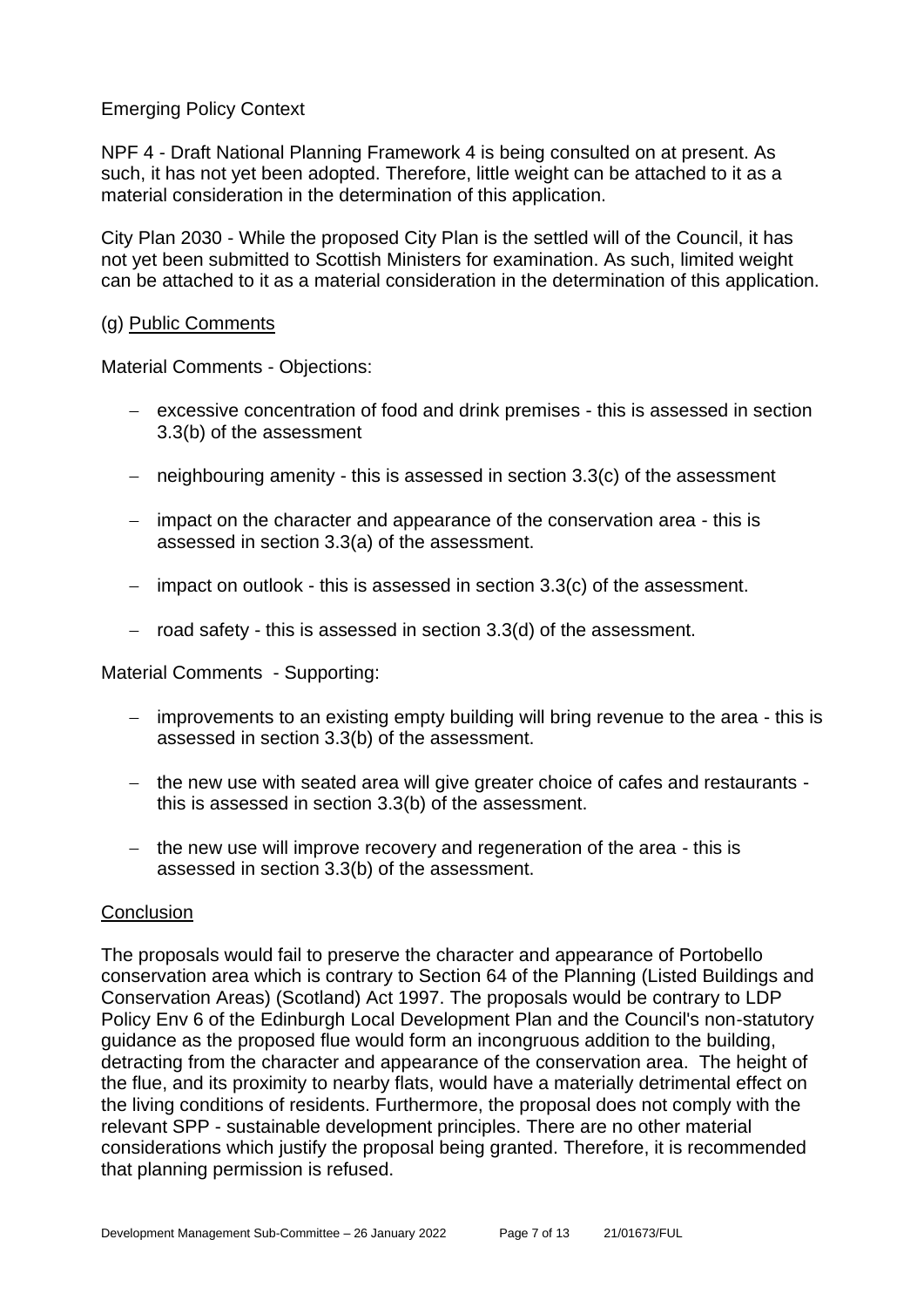Emerging Policy Context

NPF 4 - Draft National Planning Framework 4 is being consulted on at present. As such, it has not yet been adopted. Therefore, little weight can be attached to it as a material consideration in the determination of this application.

City Plan 2030 - While the proposed City Plan is the settled will of the Council, it has not yet been submitted to Scottish Ministers for examination. As such, limited weight can be attached to it as a material consideration in the determination of this application.

(g) Public Comments

Material Comments - Objections:

- excessive concentration of food and drink premises - this is assessed in section 3.3(b) of the assessment
- neighbouring amenity - this is assessed in section 3.3(c) of the assessment
- impact on the character and appearance of the conservation area - this is assessed in section 3.3(a) of the assessment.
- impact on outlook - this is assessed in section 3.3(c) of the assessment.
- road safety - this is assessed in section 3.3(d) of the assessment.

Material Comments - Supporting:

- improvements to an existing empty building will bring revenue to the area - this is assessed in section 3.3(b) of the assessment.
- the new use with seated area will give greater choice of cafes and restaurants - this is assessed in section 3.3(b) of the assessment.
- the new use will improve recovery and regeneration of the area - this is assessed in section 3.3(b) of the assessment.

Conclusion

The proposals would fail to preserve the character and appearance of Portobello conservation area which is contrary to Section 64 of the Planning (Listed Buildings and Conservation Areas) (Scotland) Act 1997. The proposals would be contrary to LDP Policy Env 6 of the Edinburgh Local Development Plan and the Council's non-statutory guidance as the proposed flue would form an incongruous addition to the building, detracting from the character and appearance of the conservation area. The height of the flue, and its proximity to nearby flats, would have a materially detrimental effect on the living conditions of residents. Furthermore, the proposal does not comply with the relevant SPP - sustainable development principles. There are no other material considerations which justify the proposal being granted. Therefore, it is recommended that planning permission is refused.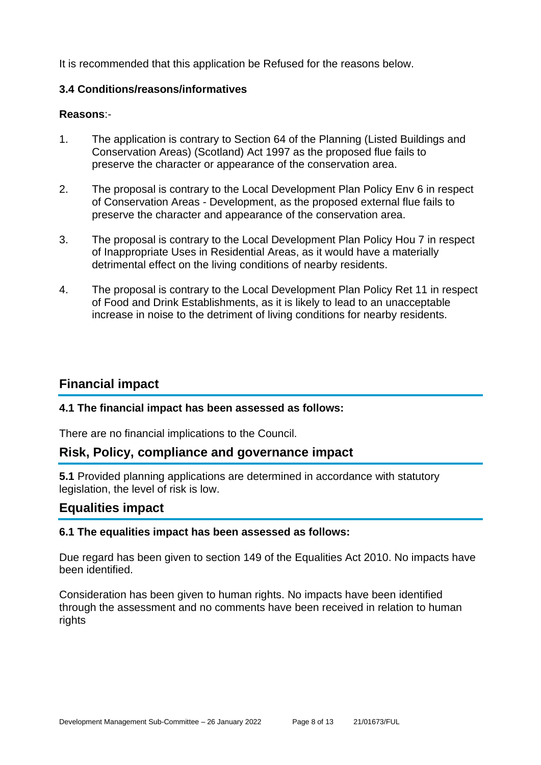It is recommended that this application be Refused for the reasons below.

### 3.4 Conditions/reasons/informatives

**Reasons**:-

1. The application is contrary to Section 64 of the Planning (Listed Buildings and Conservation Areas) (Scotland) Act 1997 as the proposed flue fails to preserve the character or appearance of the conservation area.

2. The proposal is contrary to the Local Development Plan Policy Env 6 in respect of Conservation Areas - Development, as the proposed external flue fails to preserve the character and appearance of the conservation area.

3. The proposal is contrary to the Local Development Plan Policy Hou 7 in respect of Inappropriate Uses in Residential Areas, as it would have a materially detrimental effect on the living conditions of nearby residents.

4. The proposal is contrary to the Local Development Plan Policy Ret 11 in respect of Food and Drink Establishments, as it is likely to lead to an unacceptable increase in noise to the detriment of living conditions for nearby residents.

## Financial impact

### 4.1 The financial impact has been assessed as follows:

There are no financial implications to the Council.

## Risk, Policy, compliance and governance impact

**5.1** Provided planning applications are determined in accordance with statutory legislation, the level of risk is low.

## Equalities impact

### 6.1 The equalities impact has been assessed as follows:

Due regard has been given to section 149 of the Equalities Act 2010. No impacts have been identified.

Consideration has been given to human rights. No impacts have been identified through the assessment and no comments have been received in relation to human rights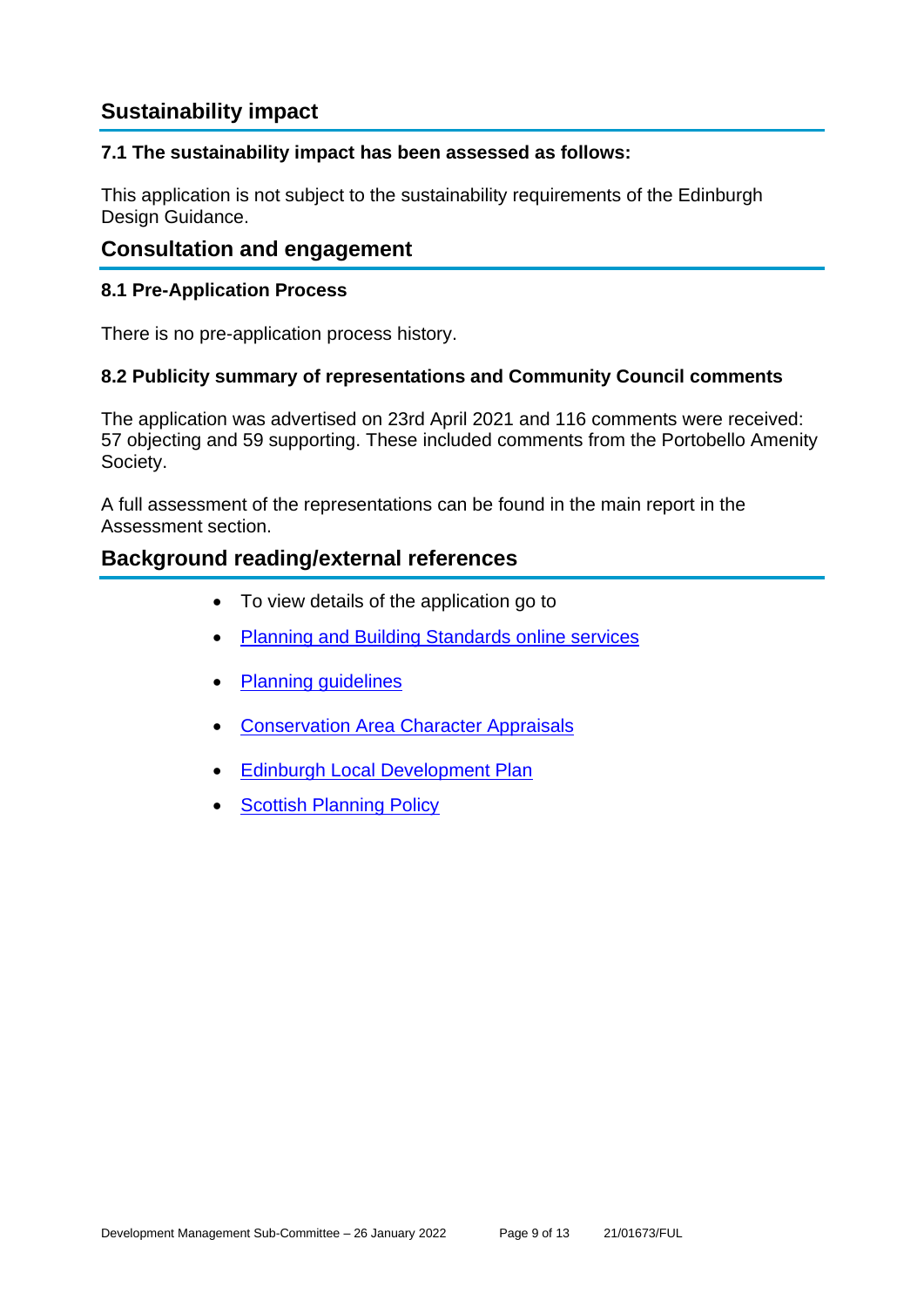## Sustainability impact

### 7.1 The sustainability impact has been assessed as follows:

This application is not subject to the sustainability requirements of the Edinburgh Design Guidance.

## Consultation and engagement

### 8.1 Pre-Application Process

There is no pre-application process history.

### 8.2 Publicity summary of representations and Community Council comments

The application was advertised on 23rd April 2021 and 116 comments were received: 57 objecting and 59 supporting. These included comments from the Portobello Amenity Society.

A full assessment of the representations can be found in the main report in the Assessment section.

## Background reading/external references

- To view details of the application go to
- Planning and Building Standards online services
- Planning guidelines
- Conservation Area Character Appraisals
- Edinburgh Local Development Plan
- Scottish Planning Policy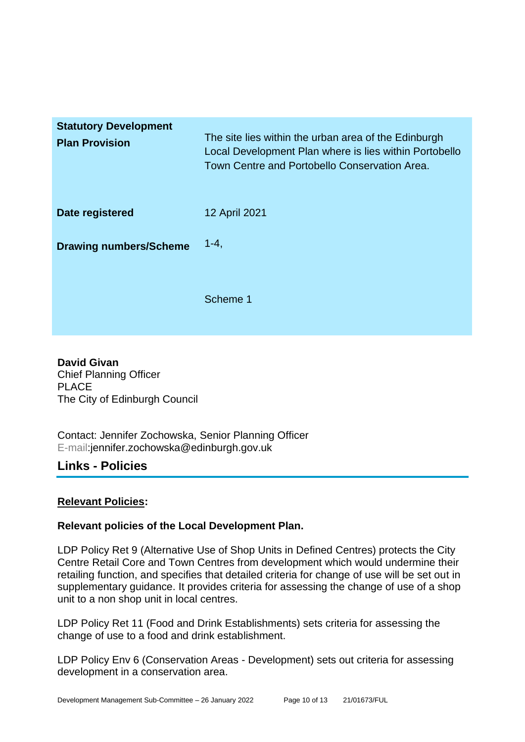| | |
|---|---|
| **Statistical Development Plan Provision** | The site lies within the urban area of the Edinburgh Local Development Plan where is lies within Portobello Town Centre and Portobello Conservation Area. |
| **Date registered** | 12 April 2021 |
| **Drawing numbers/Scheme** | 1-4,<br><br>Scheme 1 |

**David Givan**
Chief Planning Officer
PLACE
The City of Edinburgh Council

Contact: Jennifer Zochowska, Senior Planning Officer
E-mail:jennifer.zochowska@edinburgh.gov.uk

## Links - Policies

**Relevant Policies:**

**Relevant policies of the Local Development Plan.**

LDP Policy Ret 9 (Alternative Use of Shop Units in Defined Centres) protects the City Centre Retail Core and Town Centres from development which would undermine their retailing function, and specifies that detailed criteria for change of use will be set out in supplementary guidance. It provides criteria for assessing the change of use of a shop unit to a non shop unit in local centres.

LDP Policy Ret 11 (Food and Drink Establishments) sets criteria for assessing the change of use to a food and drink establishment.

LDP Policy Env 6 (Conservation Areas - Development) sets out criteria for assessing development in a conservation area.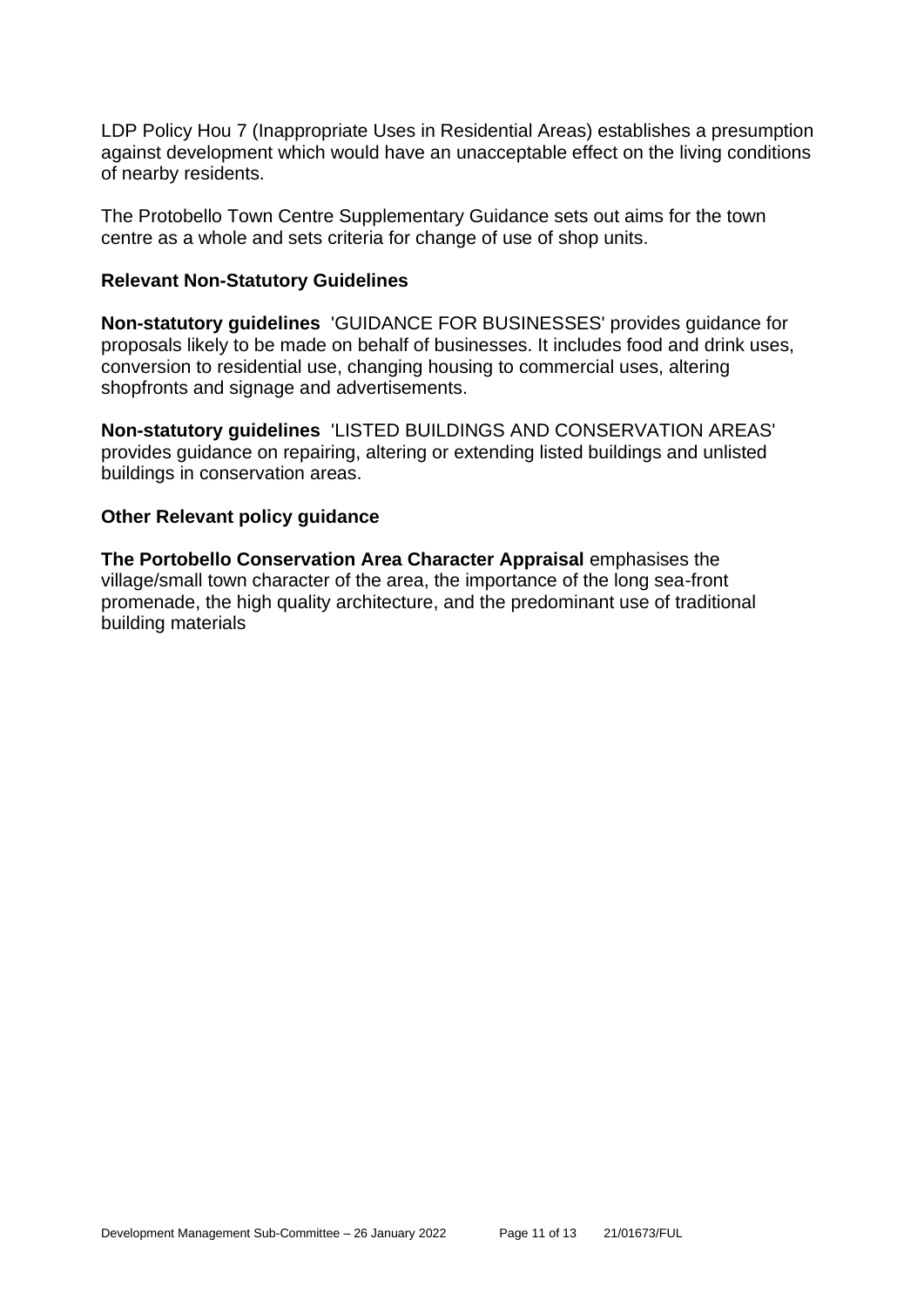LDP Policy Hou 7 (Inappropriate Uses in Residential Areas) establishes a presumption against development which would have an unacceptable effect on the living conditions of nearby residents.

The Protobello Town Centre Supplementary Guidance sets out aims for the town centre as a whole and sets criteria for change of use of shop units.

### Relevant Non-Statutory Guidelines

**Non-statutory guidelines** 'GUIDANCE FOR BUSINESSES' provides guidance for proposals likely to be made on behalf of businesses. It includes food and drink uses, conversion to residential use, changing housing to commercial uses, altering shopfronts and signage and advertisements.

**Non-statutory guidelines** 'LISTED BUILDINGS AND CONSERVATION AREAS' provides guidance on repairing, altering or extending listed buildings and unlisted buildings in conservation areas.

### Other Relevant policy guidance

**The Portobello Conservation Area Character Appraisal** emphasises the village/small town character of the area, the importance of the long sea-front promenade, the high quality architecture, and the predominant use of traditional building materials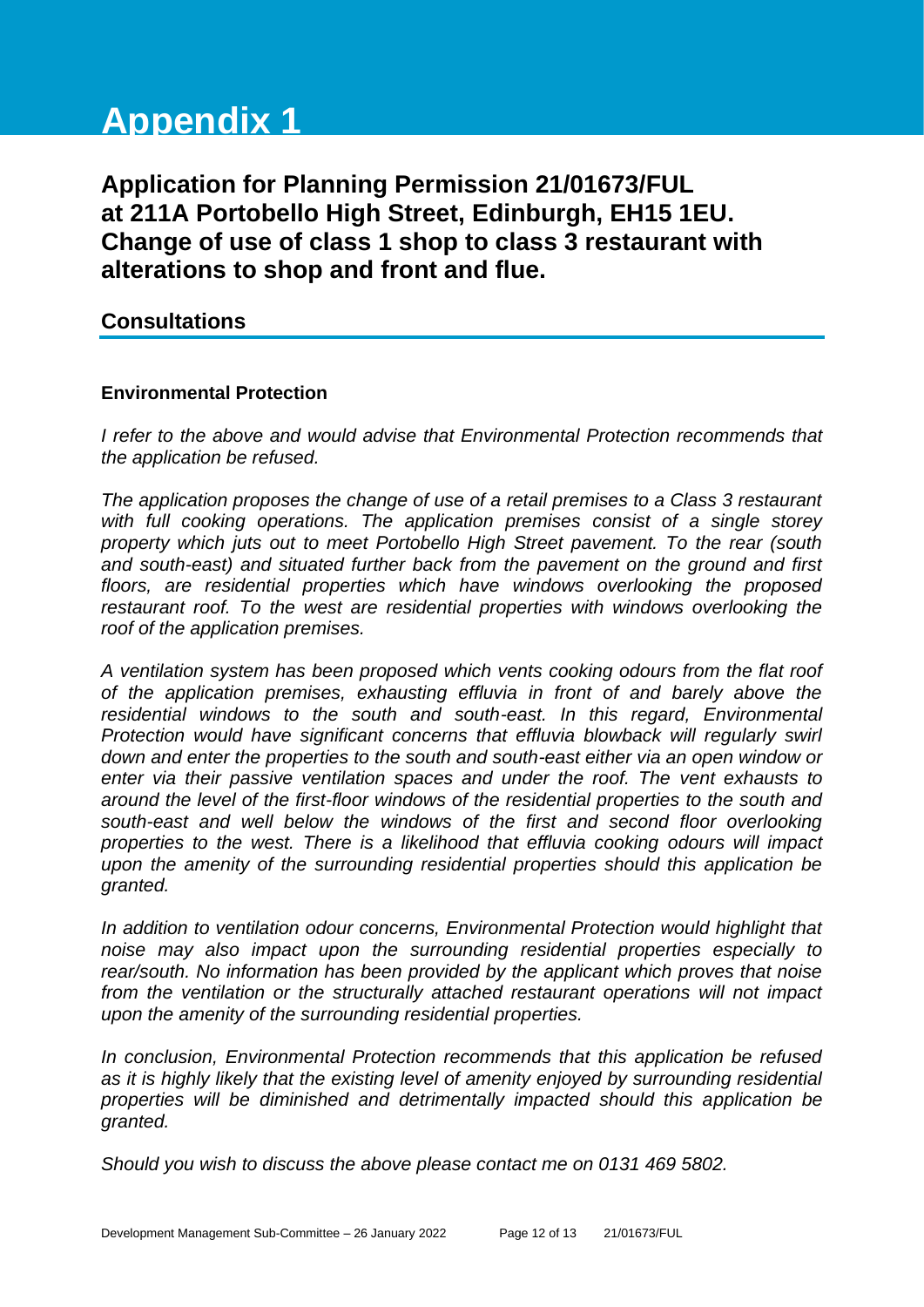# Appendix 1

## Application for Planning Permission 21/01673/FUL at 211A Portobello High Street, Edinburgh, EH15 1EU. Change of use of class 1 shop to class 3 restaurant with alterations to shop and front and flue.

## Consultations

### Environmental Protection

*I refer to the above and would advise that Environmental Protection recommends that the application be refused.*

*The application proposes the change of use of a retail premises to a Class 3 restaurant with full cooking operations. The application premises consist of a single storey property which juts out to meet Portobello High Street pavement. To the rear (south and south-east) and situated further back from the pavement on the ground and first floors, are residential properties which have windows overlooking the proposed restaurant roof. To the west are residential properties with windows overlooking the roof of the application premises.*

*A ventilation system has been proposed which vents cooking odours from the flat roof of the application premises, exhausting effluvia in front of and barely above the residential windows to the south and south-east. In this regard, Environmental Protection would have significant concerns that effluvia blowback will regularly swirl down and enter the properties to the south and south-east either via an open window or enter via their passive ventilation spaces and under the roof. The vent exhausts to around the level of the first-floor windows of the residential properties to the south and south-east and well below the windows of the first and second floor overlooking properties to the west. There is a likelihood that effluvia cooking odours will impact upon the amenity of the surrounding residential properties should this application be granted.*

*In addition to ventilation odour concerns, Environmental Protection would highlight that noise may also impact upon the surrounding residential properties especially to rear/south. No information has been provided by the applicant which proves that noise from the ventilation or the structurally attached restaurant operations will not impact upon the amenity of the surrounding residential properties.*

*In conclusion, Environmental Protection recommends that this application be refused as it is highly likely that the existing level of amenity enjoyed by surrounding residential properties will be diminished and detrimentally impacted should this application be granted.*

*Should you wish to discuss the above please contact me on 0131 469 5802.*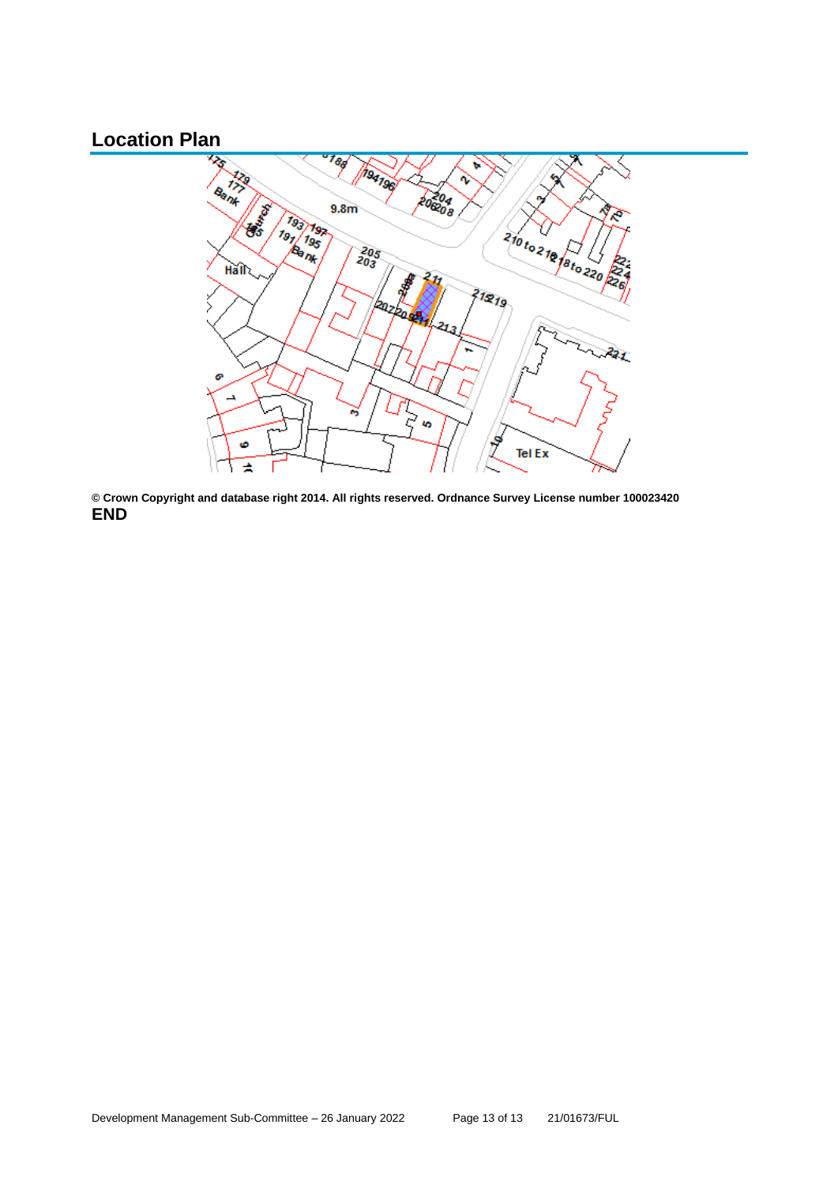## Location Plan

© Crown Copyright and database right 2014. All rights reserved. Ordnance Survey License number 100023420

**END**